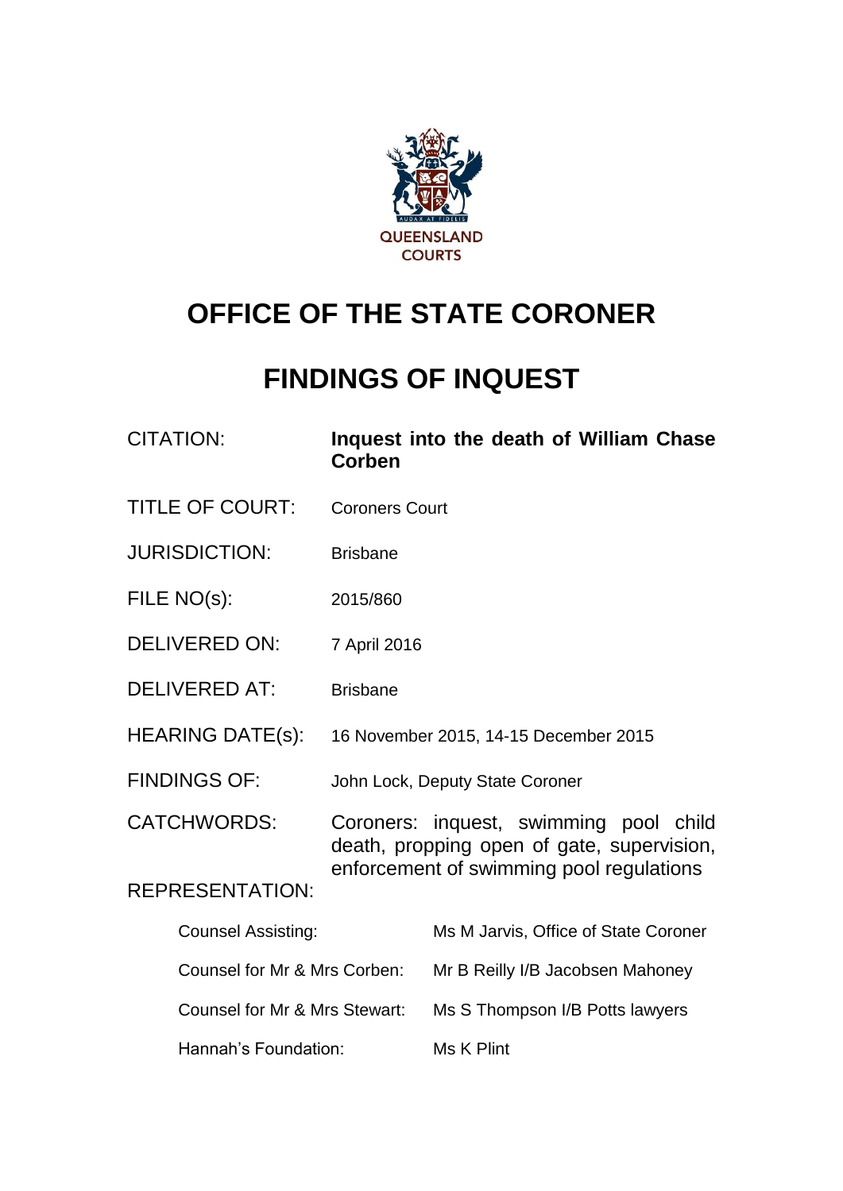QUEENSLAND COURTS

# OFFICE OF THE STATE CORONER

# FINDINGS OF INQUEST

| | |
|---|---|
| CITATION: | **Inquest into the death of William Chase Corben** |
| TITLE OF COURT: | Coroners Court |
| JURISDICTION: | Brisbane |
| FILE NO(s): | 2015/860 |
| DELIVERED ON: | 7 April 2016 |
| DELIVERED AT: | Brisbane |
| HEARING DATE(s): | 16 November 2015, 14-15 December 2015 |
| FINDINGS OF: | John Lock, Deputy State Coroner |
| CATCHWORDS: | Coroners: inquest, swimming pool child death, propping open of gate, supervision, enforcement of swimming pool regulations |

REPRESENTATION:

| | |
|---|---|
| Counsel Assisting: | Ms M Jarvis, Office of State Coroner |
| Counsel for Mr & Mrs Corben: | Mr B Reilly I/B Jacobsen Mahoney |
| Counsel for Mr & Mrs Stewart: | Ms S Thompson I/B Potts lawyers |
| Hannah's Foundation: | Ms K Plint |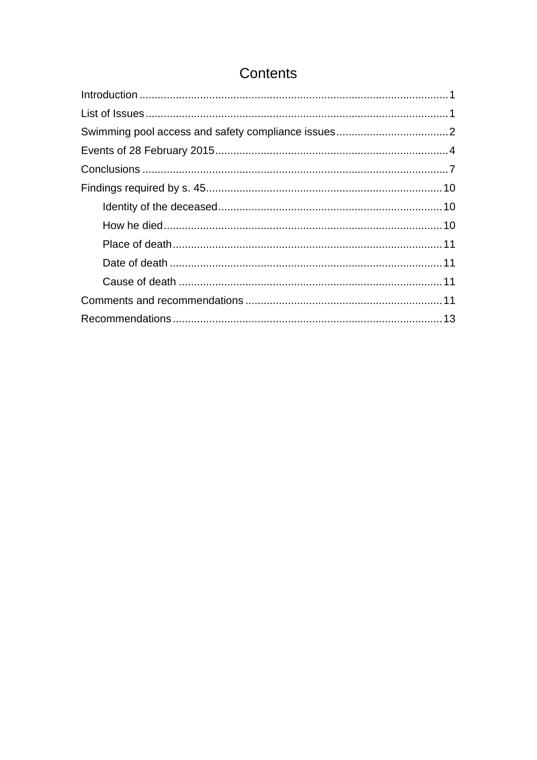# Contents

Introduction .......................................................................................................1

List of Issues ......................................................................................................1

Swimming pool access and safety compliance issues ......................................2

Events of 28 February 2015 ..............................................................................4

Conclusions .......................................................................................................7

Findings required by s. 45 ...............................................................................10

- Identity of the deceased ............................................................................10
- How he died ..............................................................................................10
- Place of death ...........................................................................................11
- Date of death ............................................................................................11
- Cause of death .........................................................................................11

Comments and recommendations ...................................................................11

Recommendations ...........................................................................................13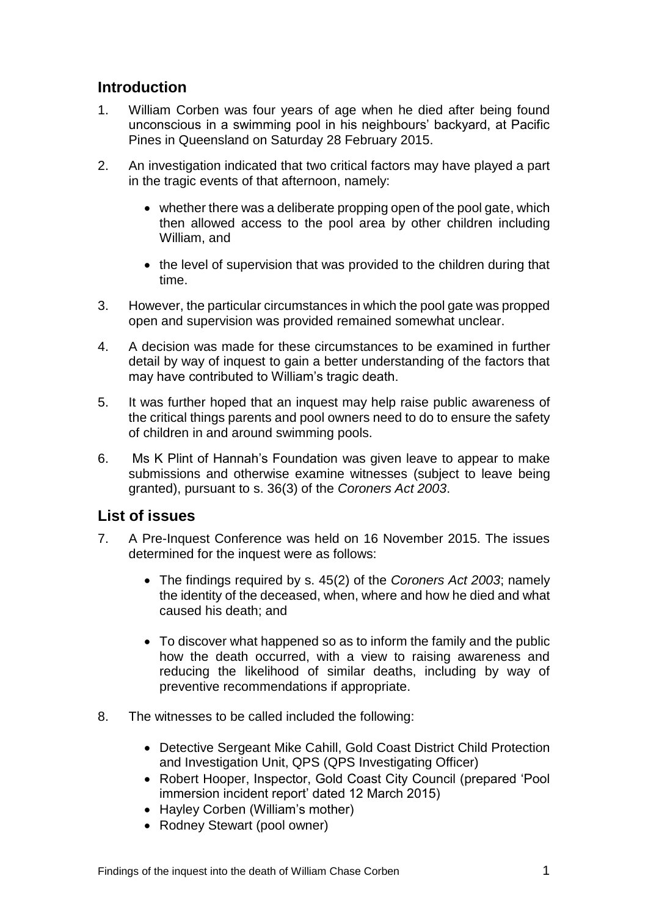## Introduction

1. William Corben was four years of age when he died after being found unconscious in a swimming pool in his neighbours' backyard, at Pacific Pines in Queensland on Saturday 28 February 2015.

2. An investigation indicated that two critical factors may have played a part in the tragic events of that afternoon, namely:

   - whether there was a deliberate propping open of the pool gate, which then allowed access to the pool area by other children including William, and

   - the level of supervision that was provided to the children during that time.

3. However, the particular circumstances in which the pool gate was propped open and supervision was provided remained somewhat unclear.

4. A decision was made for these circumstances to be examined in further detail by way of inquest to gain a better understanding of the factors that may have contributed to William's tragic death.

5. It was further hoped that an inquest may help raise public awareness of the critical things parents and pool owners need to do to ensure the safety of children in and around swimming pools.

6. Ms K Plint of Hannah's Foundation was given leave to appear to make submissions and otherwise examine witnesses (subject to leave being granted), pursuant to s. 36(3) of the *Coroners Act 2003*.

## List of issues

7. A Pre-Inquest Conference was held on 16 November 2015. The issues determined for the inquest were as follows:

   - The findings required by s. 45(2) of the *Coroners Act 2003*; namely the identity of the deceased, when, where and how he died and what caused his death; and

   - To discover what happened so as to inform the family and the public how the death occurred, with a view to raising awareness and reducing the likelihood of similar deaths, including by way of preventive recommendations if appropriate.

8. The witnesses to be called included the following:

   - Detective Sergeant Mike Cahill, Gold Coast District Child Protection and Investigation Unit, QPS (QPS Investigating Officer)
   - Robert Hooper, Inspector, Gold Coast City Council (prepared 'Pool immersion incident report' dated 12 March 2015)
   - Hayley Corben (William's mother)
   - Rodney Stewart (pool owner)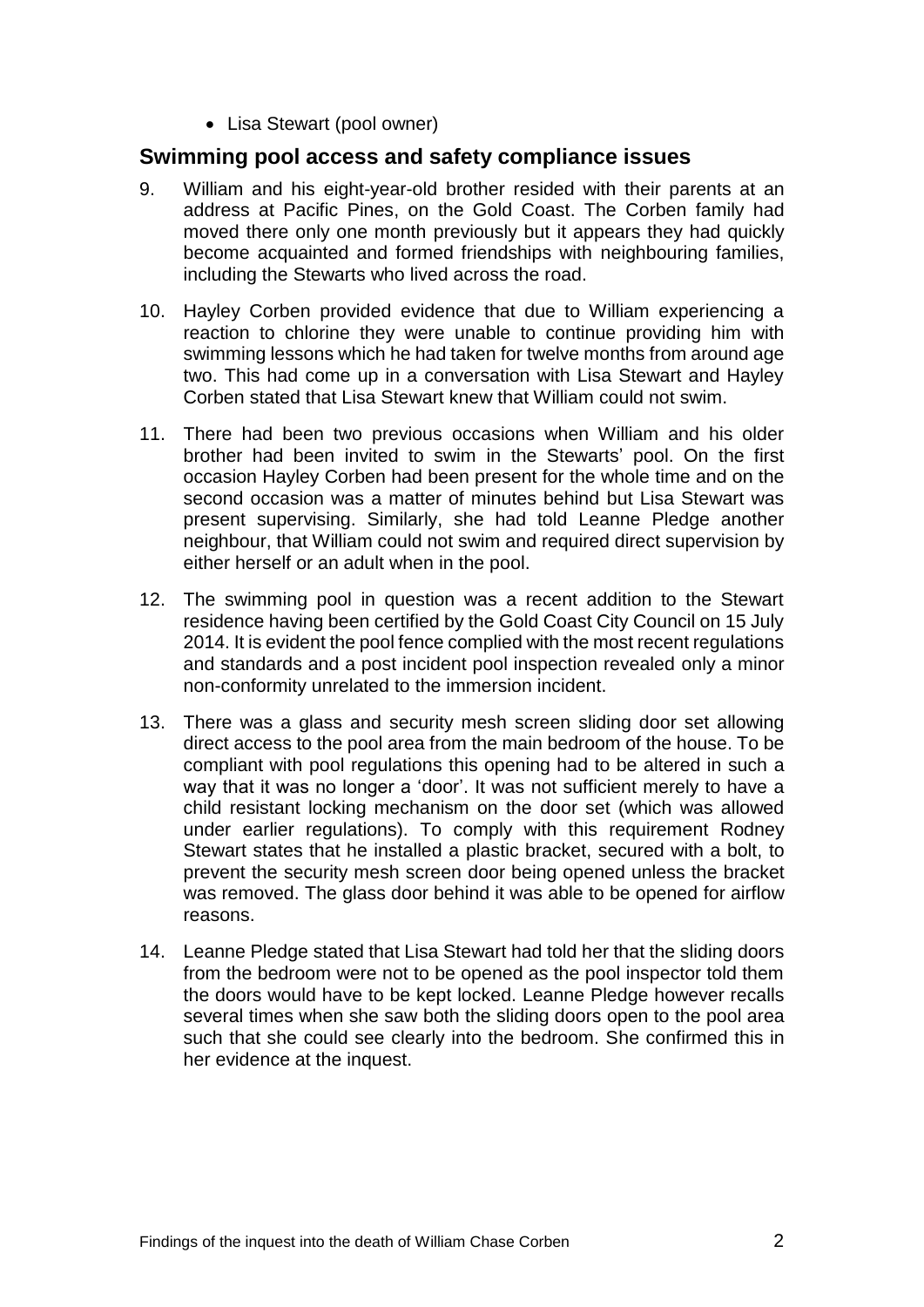- Lisa Stewart (pool owner)

## Swimming pool access and safety compliance issues

9. William and his eight-year-old brother resided with their parents at an address at Pacific Pines, on the Gold Coast. The Corben family had moved there only one month previously but it appears they had quickly become acquainted and formed friendships with neighbouring families, including the Stewarts who lived across the road.

10. Hayley Corben provided evidence that due to William experiencing a reaction to chlorine they were unable to continue providing him with swimming lessons which he had taken for twelve months from around age two. This had come up in a conversation with Lisa Stewart and Hayley Corben stated that Lisa Stewart knew that William could not swim.

11. There had been two previous occasions when William and his older brother had been invited to swim in the Stewarts' pool. On the first occasion Hayley Corben had been present for the whole time and on the second occasion was a matter of minutes behind but Lisa Stewart was present supervising. Similarly, she had told Leanne Pledge another neighbour, that William could not swim and required direct supervision by either herself or an adult when in the pool.

12. The swimming pool in question was a recent addition to the Stewart residence having been certified by the Gold Coast City Council on 15 July 2014. It is evident the pool fence complied with the most recent regulations and standards and a post incident pool inspection revealed only a minor non-conformity unrelated to the immersion incident.

13. There was a glass and security mesh screen sliding door set allowing direct access to the pool area from the main bedroom of the house. To be compliant with pool regulations this opening had to be altered in such a way that it was no longer a 'door'. It was not sufficient merely to have a child resistant locking mechanism on the door set (which was allowed under earlier regulations). To comply with this requirement Rodney Stewart states that he installed a plastic bracket, secured with a bolt, to prevent the security mesh screen door being opened unless the bracket was removed. The glass door behind it was able to be opened for airflow reasons.

14. Leanne Pledge stated that Lisa Stewart had told her that the sliding doors from the bedroom were not to be opened as the pool inspector told them the doors would have to be kept locked. Leanne Pledge however recalls several times when she saw both the sliding doors open to the pool area such that she could see clearly into the bedroom. She confirmed this in her evidence at the inquest.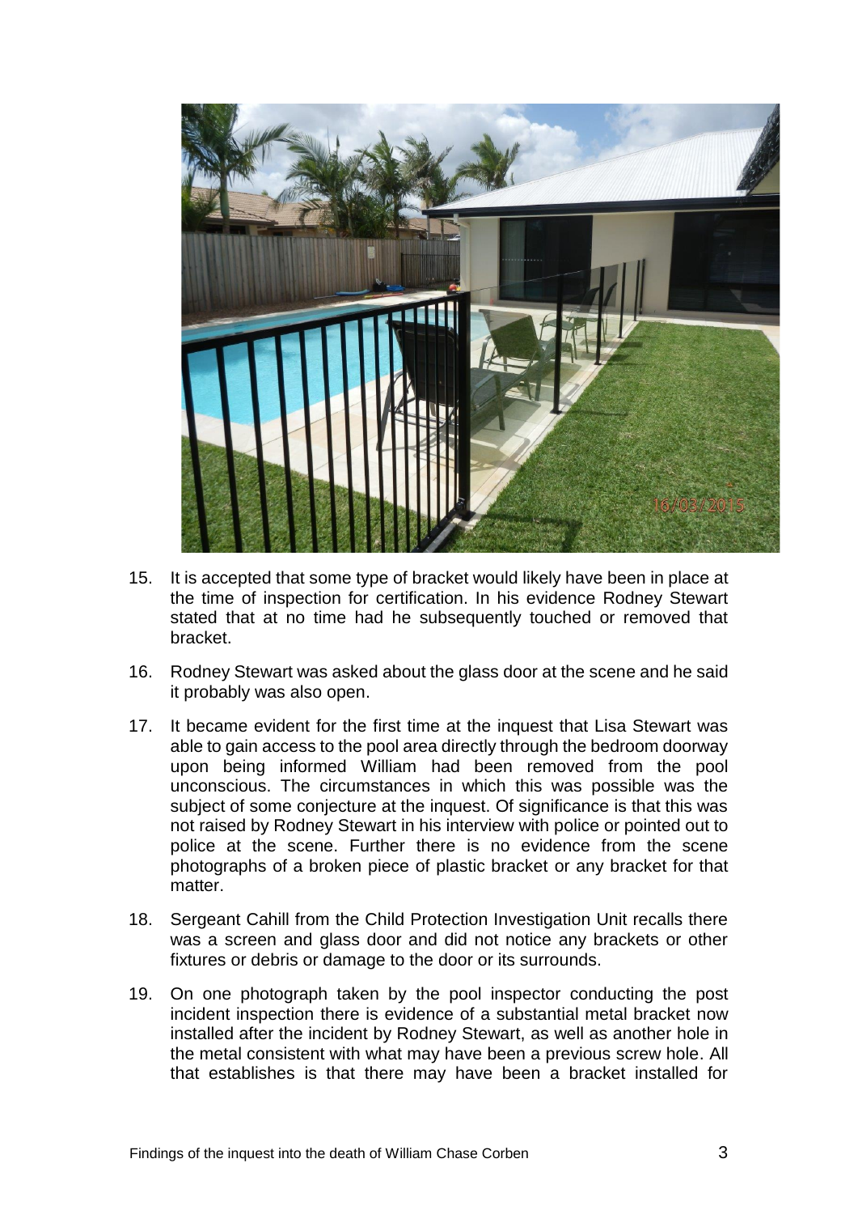15. It is accepted that some type of bracket would likely have been in place at the time of inspection for certification. In his evidence Rodney Stewart stated that at no time had he subsequently touched or removed that bracket.

16. Rodney Stewart was asked about the glass door at the scene and he said it probably was also open.

17. It became evident for the first time at the inquest that Lisa Stewart was able to gain access to the pool area directly through the bedroom doorway upon being informed William had been removed from the pool unconscious. The circumstances in which this was possible was the subject of some conjecture at the inquest. Of significance is that this was not raised by Rodney Stewart in his interview with police or pointed out to police at the scene. Further there is no evidence from the scene photographs of a broken piece of plastic bracket or any bracket for that matter.

18. Sergeant Cahill from the Child Protection Investigation Unit recalls there was a screen and glass door and did not notice any brackets or other fixtures or debris or damage to the door or its surrounds.

19. On one photograph taken by the pool inspector conducting the post incident inspection there is evidence of a substantial metal bracket now installed after the incident by Rodney Stewart, as well as another hole in the metal consistent with what may have been a previous screw hole. All that establishes is that there may have been a bracket installed for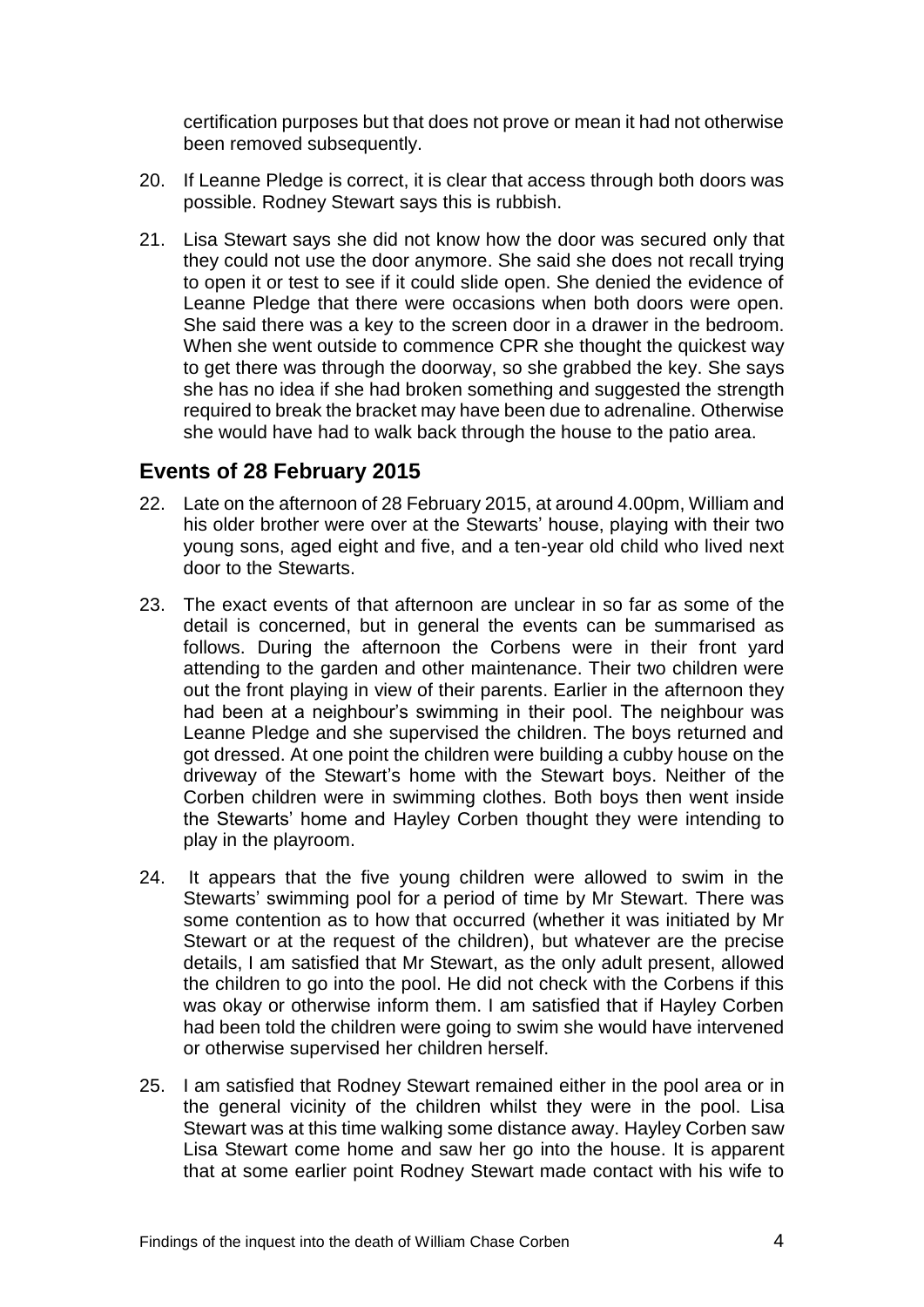certification purposes but that does not prove or mean it had not otherwise been removed subsequently.

20. If Leanne Pledge is correct, it is clear that access through both doors was possible. Rodney Stewart says this is rubbish.

21. Lisa Stewart says she did not know how the door was secured only that they could not use the door anymore. She said she does not recall trying to open it or test to see if it could slide open. She denied the evidence of Leanne Pledge that there were occasions when both doors were open. She said there was a key to the screen door in a drawer in the bedroom. When she went outside to commence CPR she thought the quickest way to get there was through the doorway, so she grabbed the key. She says she has no idea if she had broken something and suggested the strength required to break the bracket may have been due to adrenaline. Otherwise she would have had to walk back through the house to the patio area.

## Events of 28 February 2015

22. Late on the afternoon of 28 February 2015, at around 4.00pm, William and his older brother were over at the Stewarts' house, playing with their two young sons, aged eight and five, and a ten-year old child who lived next door to the Stewarts.

23. The exact events of that afternoon are unclear in so far as some of the detail is concerned, but in general the events can be summarised as follows. During the afternoon the Corbens were in their front yard attending to the garden and other maintenance. Their two children were out the front playing in view of their parents. Earlier in the afternoon they had been at a neighbour's swimming in their pool. The neighbour was Leanne Pledge and she supervised the children. The boys returned and got dressed. At one point the children were building a cubby house on the driveway of the Stewart's home with the Stewart boys. Neither of the Corben children were in swimming clothes. Both boys then went inside the Stewarts' home and Hayley Corben thought they were intending to play in the playroom.

24. It appears that the five young children were allowed to swim in the Stewarts' swimming pool for a period of time by Mr Stewart. There was some contention as to how that occurred (whether it was initiated by Mr Stewart or at the request of the children), but whatever are the precise details, I am satisfied that Mr Stewart, as the only adult present, allowed the children to go into the pool. He did not check with the Corbens if this was okay or otherwise inform them. I am satisfied that if Hayley Corben had been told the children were going to swim she would have intervened or otherwise supervised her children herself.

25. I am satisfied that Rodney Stewart remained either in the pool area or in the general vicinity of the children whilst they were in the pool. Lisa Stewart was at this time walking some distance away. Hayley Corben saw Lisa Stewart come home and saw her go into the house. It is apparent that at some earlier point Rodney Stewart made contact with his wife to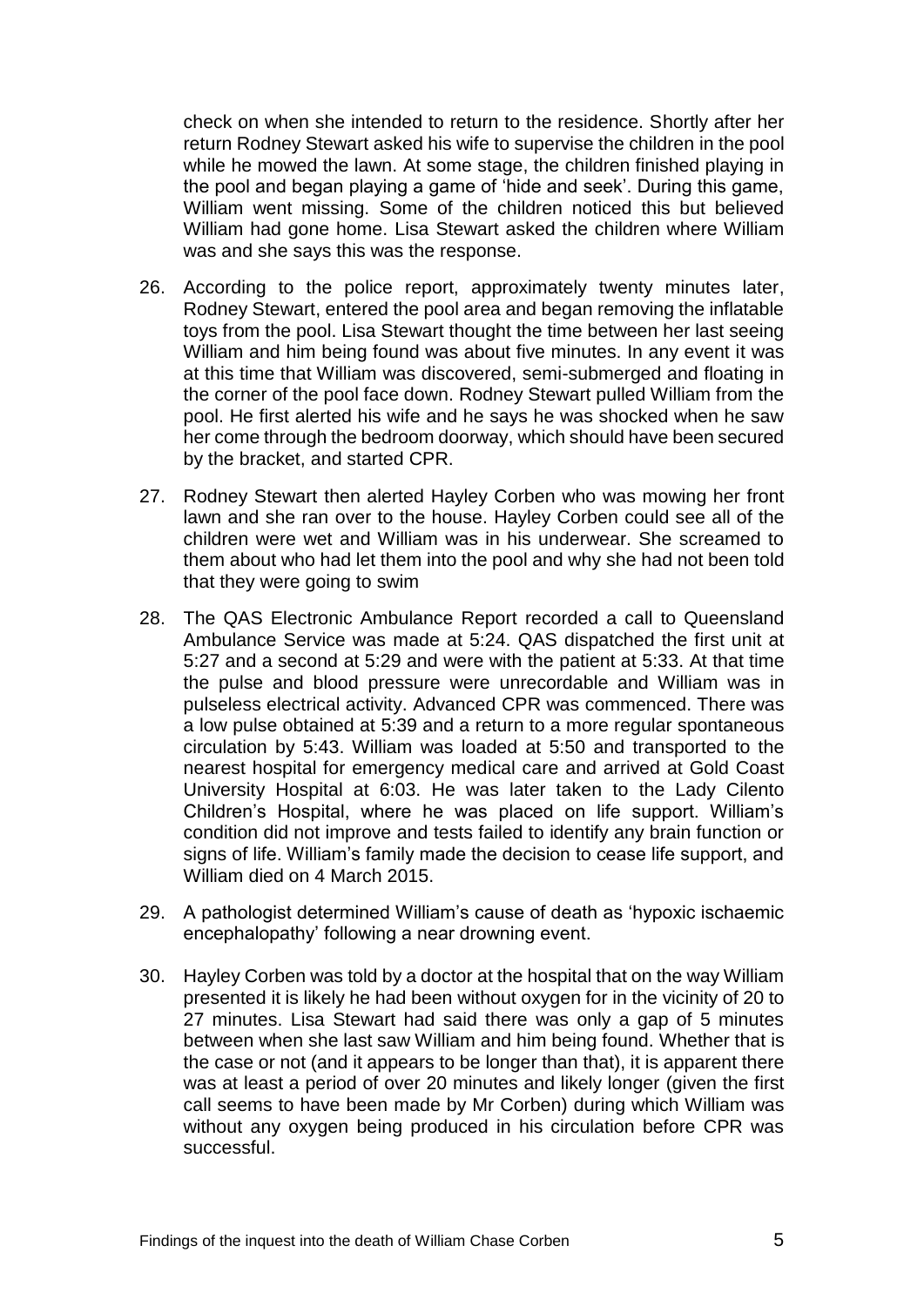check on when she intended to return to the residence. Shortly after her return Rodney Stewart asked his wife to supervise the children in the pool while he mowed the lawn. At some stage, the children finished playing in the pool and began playing a game of 'hide and seek'. During this game, William went missing. Some of the children noticed this but believed William had gone home. Lisa Stewart asked the children where William was and she says this was the response.

26. According to the police report, approximately twenty minutes later, Rodney Stewart, entered the pool area and began removing the inflatable toys from the pool. Lisa Stewart thought the time between her last seeing William and him being found was about five minutes. In any event it was at this time that William was discovered, semi-submerged and floating in the corner of the pool face down. Rodney Stewart pulled William from the pool. He first alerted his wife and he says he was shocked when he saw her come through the bedroom doorway, which should have been secured by the bracket, and started CPR.

27. Rodney Stewart then alerted Hayley Corben who was mowing her front lawn and she ran over to the house. Hayley Corben could see all of the children were wet and William was in his underwear. She screamed to them about who had let them into the pool and why she had not been told that they were going to swim

28. The QAS Electronic Ambulance Report recorded a call to Queensland Ambulance Service was made at 5:24. QAS dispatched the first unit at 5:27 and a second at 5:29 and were with the patient at 5:33. At that time the pulse and blood pressure were unrecordable and William was in pulseless electrical activity. Advanced CPR was commenced. There was a low pulse obtained at 5:39 and a return to a more regular spontaneous circulation by 5:43. William was loaded at 5:50 and transported to the nearest hospital for emergency medical care and arrived at Gold Coast University Hospital at 6:03. He was later taken to the Lady Cilento Children's Hospital, where he was placed on life support. William's condition did not improve and tests failed to identify any brain function or signs of life. William's family made the decision to cease life support, and William died on 4 March 2015.

29. A pathologist determined William's cause of death as 'hypoxic ischaemic encephalopathy' following a near drowning event.

30. Hayley Corben was told by a doctor at the hospital that on the way William presented it is likely he had been without oxygen for in the vicinity of 20 to 27 minutes. Lisa Stewart had said there was only a gap of 5 minutes between when she last saw William and him being found. Whether that is the case or not (and it appears to be longer than that), it is apparent there was at least a period of over 20 minutes and likely longer (given the first call seems to have been made by Mr Corben) during which William was without any oxygen being produced in his circulation before CPR was successful.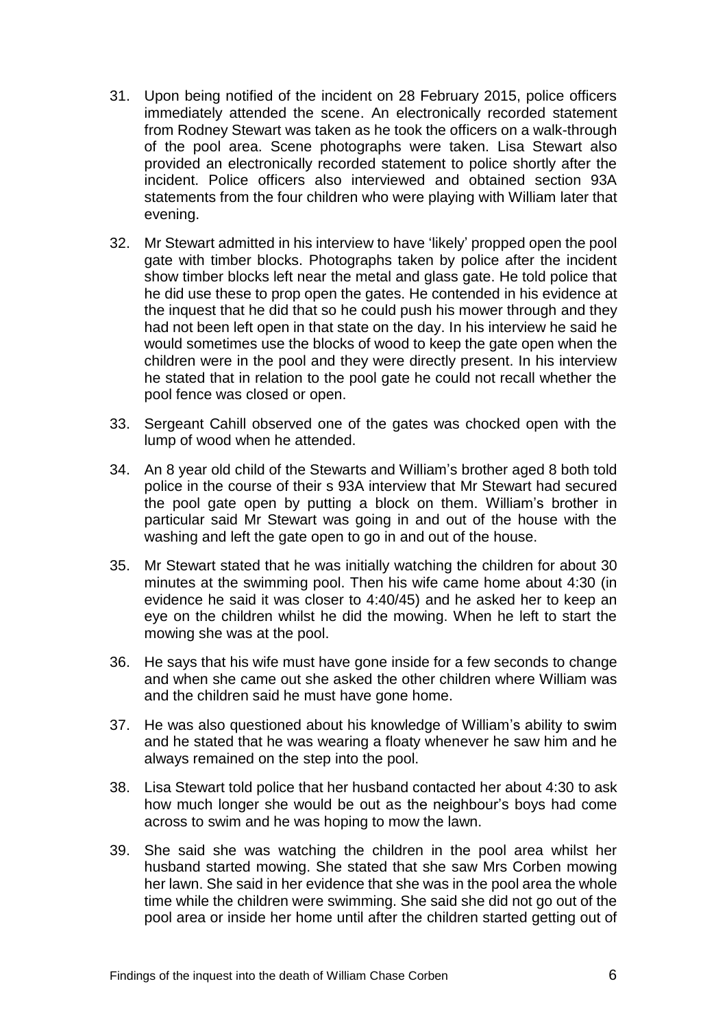31. Upon being notified of the incident on 28 February 2015, police officers immediately attended the scene. An electronically recorded statement from Rodney Stewart was taken as he took the officers on a walk-through of the pool area. Scene photographs were taken. Lisa Stewart also provided an electronically recorded statement to police shortly after the incident. Police officers also interviewed and obtained section 93A statements from the four children who were playing with William later that evening.

32. Mr Stewart admitted in his interview to have 'likely' propped open the pool gate with timber blocks. Photographs taken by police after the incident show timber blocks left near the metal and glass gate. He told police that he did use these to prop open the gates. He contended in his evidence at the inquest that he did that so he could push his mower through and they had not been left open in that state on the day. In his interview he said he would sometimes use the blocks of wood to keep the gate open when the children were in the pool and they were directly present. In his interview he stated that in relation to the pool gate he could not recall whether the pool fence was closed or open.

33. Sergeant Cahill observed one of the gates was chocked open with the lump of wood when he attended.

34. An 8 year old child of the Stewarts and William's brother aged 8 both told police in the course of their s 93A interview that Mr Stewart had secured the pool gate open by putting a block on them. William's brother in particular said Mr Stewart was going in and out of the house with the washing and left the gate open to go in and out of the house.

35. Mr Stewart stated that he was initially watching the children for about 30 minutes at the swimming pool. Then his wife came home about 4:30 (in evidence he said it was closer to 4:40/45) and he asked her to keep an eye on the children whilst he did the mowing. When he left to start the mowing she was at the pool.

36. He says that his wife must have gone inside for a few seconds to change and when she came out she asked the other children where William was and the children said he must have gone home.

37. He was also questioned about his knowledge of William's ability to swim and he stated that he was wearing a floaty whenever he saw him and he always remained on the step into the pool.

38. Lisa Stewart told police that her husband contacted her about 4:30 to ask how much longer she would be out as the neighbour's boys had come across to swim and he was hoping to mow the lawn.

39. She said she was watching the children in the pool area whilst her husband started mowing. She stated that she saw Mrs Corben mowing her lawn. She said in her evidence that she was in the pool area the whole time while the children were swimming. She said she did not go out of the pool area or inside her home until after the children started getting out of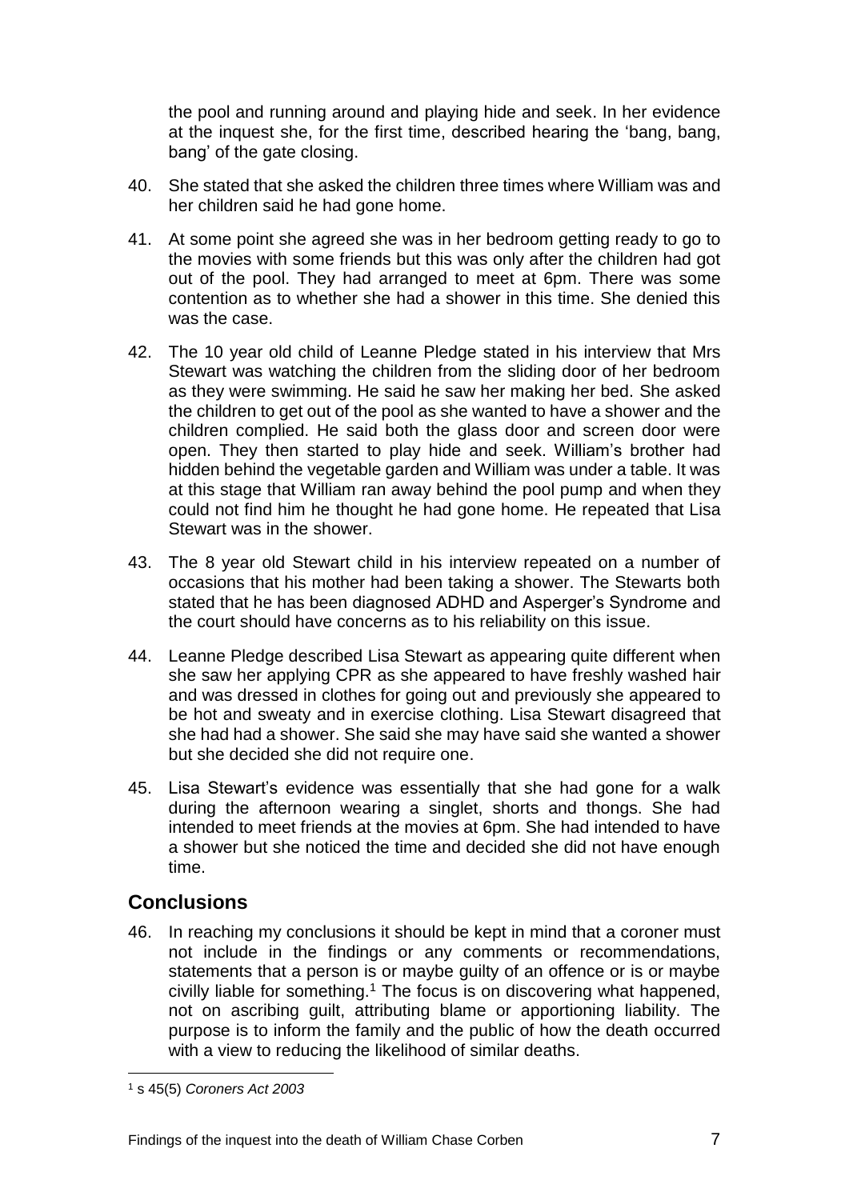the pool and running around and playing hide and seek. In her evidence at the inquest she, for the first time, described hearing the 'bang, bang, bang' of the gate closing.

40. She stated that she asked the children three times where William was and her children said he had gone home.

41. At some point she agreed she was in her bedroom getting ready to go to the movies with some friends but this was only after the children had got out of the pool. They had arranged to meet at 6pm. There was some contention as to whether she had a shower in this time. She denied this was the case.

42. The 10 year old child of Leanne Pledge stated in his interview that Mrs Stewart was watching the children from the sliding door of her bedroom as they were swimming. He said he saw her making her bed. She asked the children to get out of the pool as she wanted to have a shower and the children complied. He said both the glass door and screen door were open. They then started to play hide and seek. William's brother had hidden behind the vegetable garden and William was under a table. It was at this stage that William ran away behind the pool pump and when they could not find him he thought he had gone home. He repeated that Lisa Stewart was in the shower.

43. The 8 year old Stewart child in his interview repeated on a number of occasions that his mother had been taking a shower. The Stewarts both stated that he has been diagnosed ADHD and Asperger's Syndrome and the court should have concerns as to his reliability on this issue.

44. Leanne Pledge described Lisa Stewart as appearing quite different when she saw her applying CPR as she appeared to have freshly washed hair and was dressed in clothes for going out and previously she appeared to be hot and sweaty and in exercise clothing. Lisa Stewart disagreed that she had had a shower. She said she may have said she wanted a shower but she decided she did not require one.

45. Lisa Stewart's evidence was essentially that she had gone for a walk during the afternoon wearing a singlet, shorts and thongs. She had intended to meet friends at the movies at 6pm. She had intended to have a shower but she noticed the time and decided she did not have enough time.

## Conclusions

46. In reaching my conclusions it should be kept in mind that a coroner must not include in the findings or any comments or recommendations, statements that a person is or maybe guilty of an offence or is or maybe civilly liable for something.[1] The focus is on discovering what happened, not on ascribing guilt, attributing blame or apportioning liability. The purpose is to inform the family and the public of how the death occurred with a view to reducing the likelihood of similar deaths.

[1] s 45(5) *Coroners Act 2003*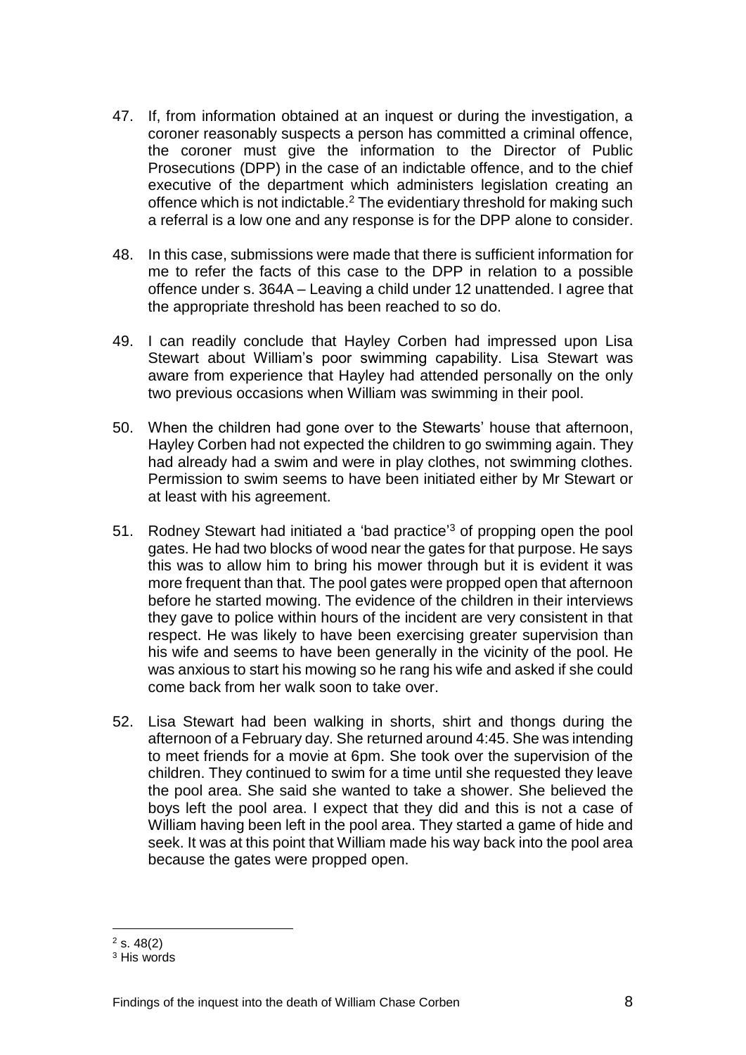47. If, from information obtained at an inquest or during the investigation, a coroner reasonably suspects a person has committed a criminal offence, the coroner must give the information to the Director of Public Prosecutions (DPP) in the case of an indictable offence, and to the chief executive of the department which administers legislation creating an offence which is not indictable.[2] The evidentiary threshold for making such a referral is a low one and any response is for the DPP alone to consider.

48. In this case, submissions were made that there is sufficient information for me to refer the facts of this case to the DPP in relation to a possible offence under s. 364A – Leaving a child under 12 unattended. I agree that the appropriate threshold has been reached to so do.

49. I can readily conclude that Hayley Corben had impressed upon Lisa Stewart about William's poor swimming capability. Lisa Stewart was aware from experience that Hayley had attended personally on the only two previous occasions when William was swimming in their pool.

50. When the children had gone over to the Stewarts' house that afternoon, Hayley Corben had not expected the children to go swimming again. They had already had a swim and were in play clothes, not swimming clothes. Permission to swim seems to have been initiated either by Mr Stewart or at least with his agreement.

51. Rodney Stewart had initiated a 'bad practice'[3] of propping open the pool gates. He had two blocks of wood near the gates for that purpose. He says this was to allow him to bring his mower through but it is evident it was more frequent than that. The pool gates were propped open that afternoon before he started mowing. The evidence of the children in their interviews they gave to police within hours of the incident are very consistent in that respect. He was likely to have been exercising greater supervision than his wife and seems to have been generally in the vicinity of the pool. He was anxious to start his mowing so he rang his wife and asked if she could come back from her walk soon to take over.

52. Lisa Stewart had been walking in shorts, shirt and thongs during the afternoon of a February day. She returned around 4:45. She was intending to meet friends for a movie at 6pm. She took over the supervision of the children. They continued to swim for a time until she requested they leave the pool area. She said she wanted to take a shower. She believed the boys left the pool area. I expect that they did and this is not a case of William having been left in the pool area. They started a game of hide and seek. It was at this point that William made his way back into the pool area because the gates were propped open.

---

[2] s. 48(2)

[3] His words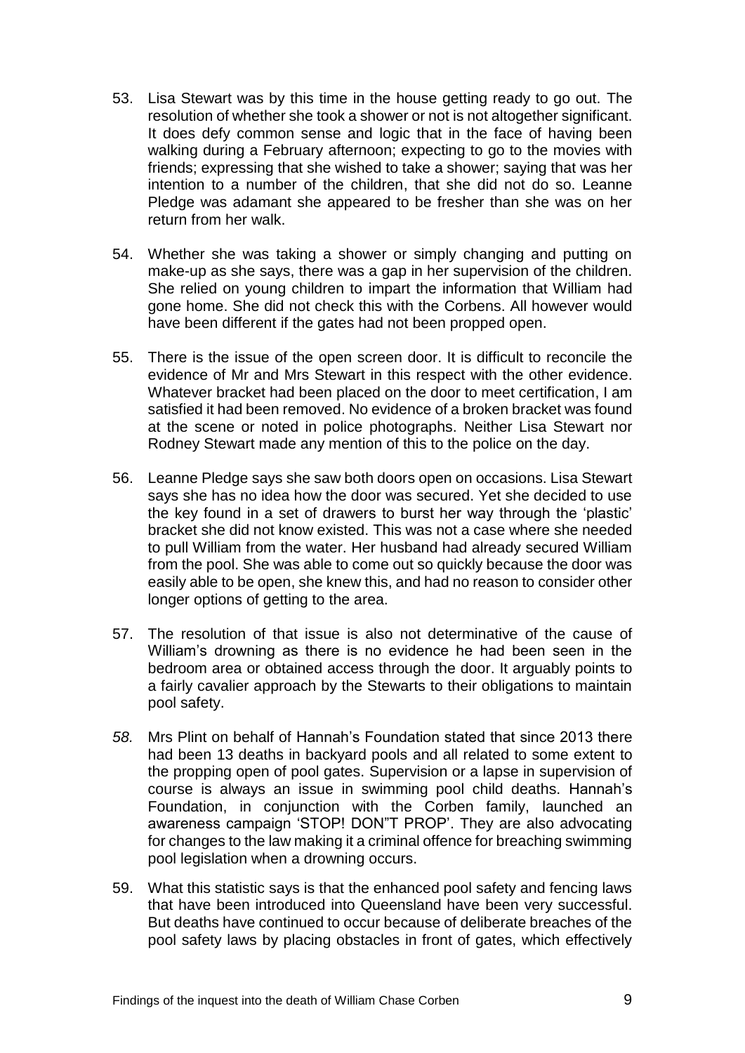53. Lisa Stewart was by this time in the house getting ready to go out. The resolution of whether she took a shower or not is not altogether significant. It does defy common sense and logic that in the face of having been walking during a February afternoon; expecting to go to the movies with friends; expressing that she wished to take a shower; saying that was her intention to a number of the children, that she did not do so. Leanne Pledge was adamant she appeared to be fresher than she was on her return from her walk.

54. Whether she was taking a shower or simply changing and putting on make-up as she says, there was a gap in her supervision of the children. She relied on young children to impart the information that William had gone home. She did not check this with the Corbens. All however would have been different if the gates had not been propped open.

55. There is the issue of the open screen door. It is difficult to reconcile the evidence of Mr and Mrs Stewart in this respect with the other evidence. Whatever bracket had been placed on the door to meet certification, I am satisfied it had been removed. No evidence of a broken bracket was found at the scene or noted in police photographs. Neither Lisa Stewart nor Rodney Stewart made any mention of this to the police on the day.

56. Leanne Pledge says she saw both doors open on occasions. Lisa Stewart says she has no idea how the door was secured. Yet she decided to use the key found in a set of drawers to burst her way through the 'plastic' bracket she did not know existed. This was not a case where she needed to pull William from the water. Her husband had already secured William from the pool. She was able to come out so quickly because the door was easily able to be open, she knew this, and had no reason to consider other longer options of getting to the area.

57. The resolution of that issue is also not determinative of the cause of William's drowning as there is no evidence he had been seen in the bedroom area or obtained access through the door. It arguably points to a fairly cavalier approach by the Stewarts to their obligations to maintain pool safety.

*58.* Mrs Plint on behalf of Hannah's Foundation stated that since 2013 there had been 13 deaths in backyard pools and all related to some extent to the propping open of pool gates. Supervision or a lapse in supervision of course is always an issue in swimming pool child deaths. Hannah's Foundation, in conjunction with the Corben family, launched an awareness campaign 'STOP! DON"T PROP'. They are also advocating for changes to the law making it a criminal offence for breaching swimming pool legislation when a drowning occurs.

59. What this statistic says is that the enhanced pool safety and fencing laws that have been introduced into Queensland have been very successful. But deaths have continued to occur because of deliberate breaches of the pool safety laws by placing obstacles in front of gates, which effectively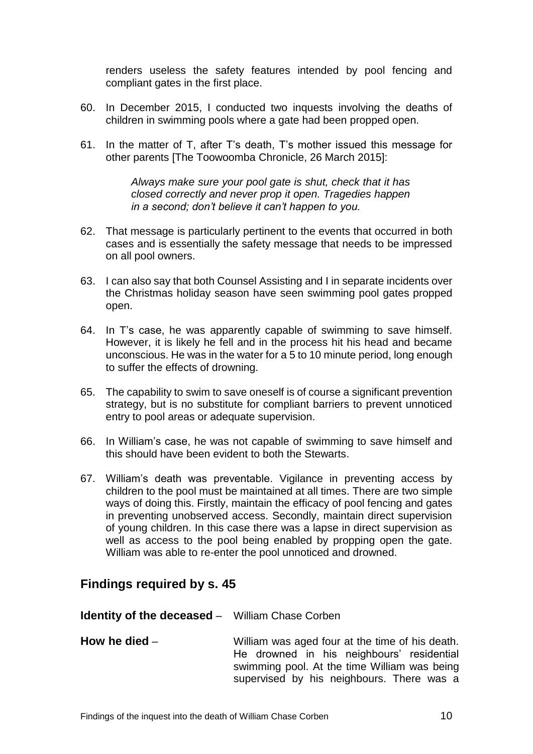renders useless the safety features intended by pool fencing and compliant gates in the first place.

60. In December 2015, I conducted two inquests involving the deaths of children in swimming pools where a gate had been propped open.

61. In the matter of T, after T's death, T's mother issued this message for other parents [The Toowoomba Chronicle, 26 March 2015]:

    *Always make sure your pool gate is shut, check that it has closed correctly and never prop it open. Tragedies happen in a second; don't believe it can't happen to you.*

62. That message is particularly pertinent to the events that occurred in both cases and is essentially the safety message that needs to be impressed on all pool owners.

63. I can also say that both Counsel Assisting and I in separate incidents over the Christmas holiday season have seen swimming pool gates propped open.

64. In T's case, he was apparently capable of swimming to save himself. However, it is likely he fell and in the process hit his head and became unconscious. He was in the water for a 5 to 10 minute period, long enough to suffer the effects of drowning.

65. The capability to swim to save oneself is of course a significant prevention strategy, but is no substitute for compliant barriers to prevent unnoticed entry to pool areas or adequate supervision.

66. In William's case, he was not capable of swimming to save himself and this should have been evident to both the Stewarts.

67. William's death was preventable. Vigilance in preventing access by children to the pool must be maintained at all times. There are two simple ways of doing this. Firstly, maintain the efficacy of pool fencing and gates in preventing unobserved access. Secondly, maintain direct supervision of young children. In this case there was a lapse in direct supervision as well as access to the pool being enabled by propping open the gate. William was able to re-enter the pool unnoticed and drowned.

## Findings required by s. 45

**Identity of the deceased** – William Chase Corben

**How he died** – William was aged four at the time of his death. He drowned in his neighbours' residential swimming pool. At the time William was being supervised by his neighbours. There was a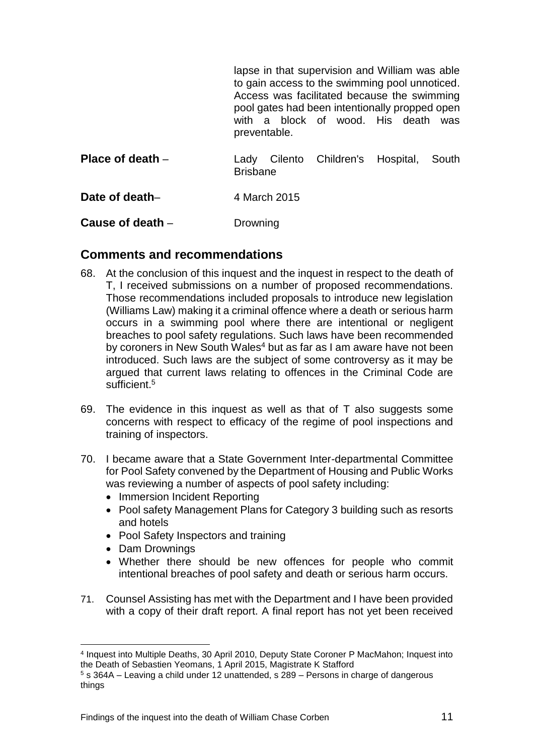| | |
|---|---|
| | lapse in that supervision and William was able to gain access to the swimming pool unnoticed. Access was facilitated because the swimming pool gates had been intentionally propped open with a block of wood. His death was preventable. |
| **Place of death** – | Lady Cilento Children's Hospital, South Brisbane |
| **Date of death**– | 4 March 2015 |
| **Cause of death** – | Drowning |

## Comments and recommendations

68. At the conclusion of this inquest and the inquest in respect to the death of T, I received submissions on a number of proposed recommendations. Those recommendations included proposals to introduce new legislation (Williams Law) making it a criminal offence where a death or serious harm occurs in a swimming pool where there are intentional or negligent breaches to pool safety regulations. Such laws have been recommended by coroners in New South Wales[4] but as far as I am aware have not been introduced. Such laws are the subject of some controversy as it may be argued that current laws relating to offences in the Criminal Code are sufficient.[5]

69. The evidence in this inquest as well as that of T also suggests some concerns with respect to efficacy of the regime of pool inspections and training of inspectors.

70. I became aware that a State Government Inter-departmental Committee for Pool Safety convened by the Department of Housing and Public Works was reviewing a number of aspects of pool safety including:
    - Immersion Incident Reporting
    - Pool safety Management Plans for Category 3 building such as resorts and hotels
    - Pool Safety Inspectors and training
    - Dam Drownings
    - Whether there should be new offences for people who commit intentional breaches of pool safety and death or serious harm occurs.

71. Counsel Assisting has met with the Department and I have been provided with a copy of their draft report. A final report has not yet been received

[4] Inquest into Multiple Deaths, 30 April 2010, Deputy State Coroner P MacMahon; Inquest into the Death of Sebastien Yeomans, 1 April 2015, Magistrate K Stafford

[5] s 364A – Leaving a child under 12 unattended, s 289 – Persons in charge of dangerous things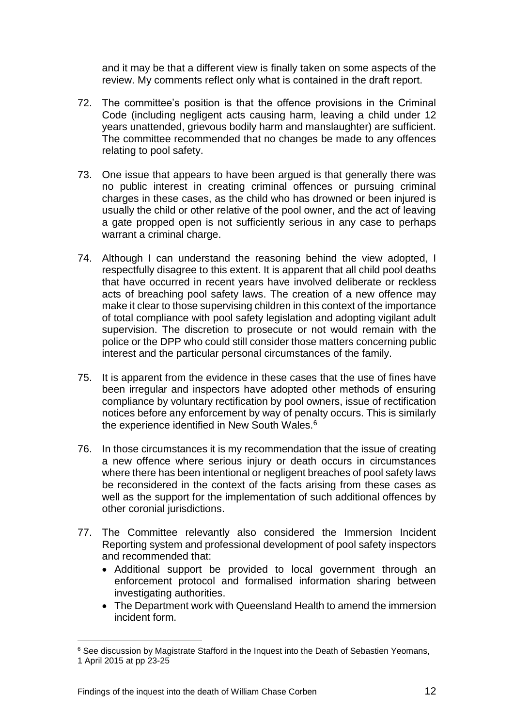and it may be that a different view is finally taken on some aspects of the review. My comments reflect only what is contained in the draft report.

72. The committee's position is that the offence provisions in the Criminal Code (including negligent acts causing harm, leaving a child under 12 years unattended, grievous bodily harm and manslaughter) are sufficient. The committee recommended that no changes be made to any offences relating to pool safety.

73. One issue that appears to have been argued is that generally there was no public interest in creating criminal offences or pursuing criminal charges in these cases, as the child who has drowned or been injured is usually the child or other relative of the pool owner, and the act of leaving a gate propped open is not sufficiently serious in any case to perhaps warrant a criminal charge.

74. Although I can understand the reasoning behind the view adopted, I respectfully disagree to this extent. It is apparent that all child pool deaths that have occurred in recent years have involved deliberate or reckless acts of breaching pool safety laws. The creation of a new offence may make it clear to those supervising children in this context of the importance of total compliance with pool safety legislation and adopting vigilant adult supervision. The discretion to prosecute or not would remain with the police or the DPP who could still consider those matters concerning public interest and the particular personal circumstances of the family.

75. It is apparent from the evidence in these cases that the use of fines have been irregular and inspectors have adopted other methods of ensuring compliance by voluntary rectification by pool owners, issue of rectification notices before any enforcement by way of penalty occurs. This is similarly the experience identified in New South Wales.[6]

76. In those circumstances it is my recommendation that the issue of creating a new offence where serious injury or death occurs in circumstances where there has been intentional or negligent breaches of pool safety laws be reconsidered in the context of the facts arising from these cases as well as the support for the implementation of such additional offences by other coronial jurisdictions.

77. The Committee relevantly also considered the Immersion Incident Reporting system and professional development of pool safety inspectors and recommended that:
    - Additional support be provided to local government through an enforcement protocol and formalised information sharing between investigating authorities.
    - The Department work with Queensland Health to amend the immersion incident form.

---

[6] See discussion by Magistrate Stafford in the Inquest into the Death of Sebastien Yeomans, 1 April 2015 at pp 23-25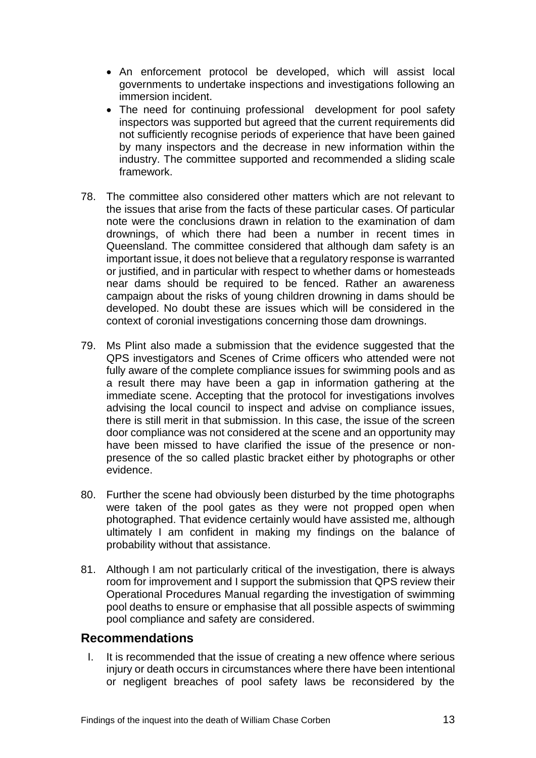- An enforcement protocol be developed, which will assist local governments to undertake inspections and investigations following an immersion incident.
- The need for continuing professional development for pool safety inspectors was supported but agreed that the current requirements did not sufficiently recognise periods of experience that have been gained by many inspectors and the decrease in new information within the industry. The committee supported and recommended a sliding scale framework.

78. The committee also considered other matters which are not relevant to the issues that arise from the facts of these particular cases. Of particular note were the conclusions drawn in relation to the examination of dam drownings, of which there had been a number in recent times in Queensland. The committee considered that although dam safety is an important issue, it does not believe that a regulatory response is warranted or justified, and in particular with respect to whether dams or homesteads near dams should be required to be fenced. Rather an awareness campaign about the risks of young children drowning in dams should be developed. No doubt these are issues which will be considered in the context of coronial investigations concerning those dam drownings.

79. Ms Plint also made a submission that the evidence suggested that the QPS investigators and Scenes of Crime officers who attended were not fully aware of the complete compliance issues for swimming pools and as a result there may have been a gap in information gathering at the immediate scene. Accepting that the protocol for investigations involves advising the local council to inspect and advise on compliance issues, there is still merit in that submission. In this case, the issue of the screen door compliance was not considered at the scene and an opportunity may have been missed to have clarified the issue of the presence or non-presence of the so called plastic bracket either by photographs or other evidence.

80. Further the scene had obviously been disturbed by the time photographs were taken of the pool gates as they were not propped open when photographed. That evidence certainly would have assisted me, although ultimately I am confident in making my findings on the balance of probability without that assistance.

81. Although I am not particularly critical of the investigation, there is always room for improvement and I support the submission that QPS review their Operational Procedures Manual regarding the investigation of swimming pool deaths to ensure or emphasise that all possible aspects of swimming pool compliance and safety are considered.

## Recommendations

I. It is recommended that the issue of creating a new offence where serious injury or death occurs in circumstances where there have been intentional or negligent breaches of pool safety laws be reconsidered by the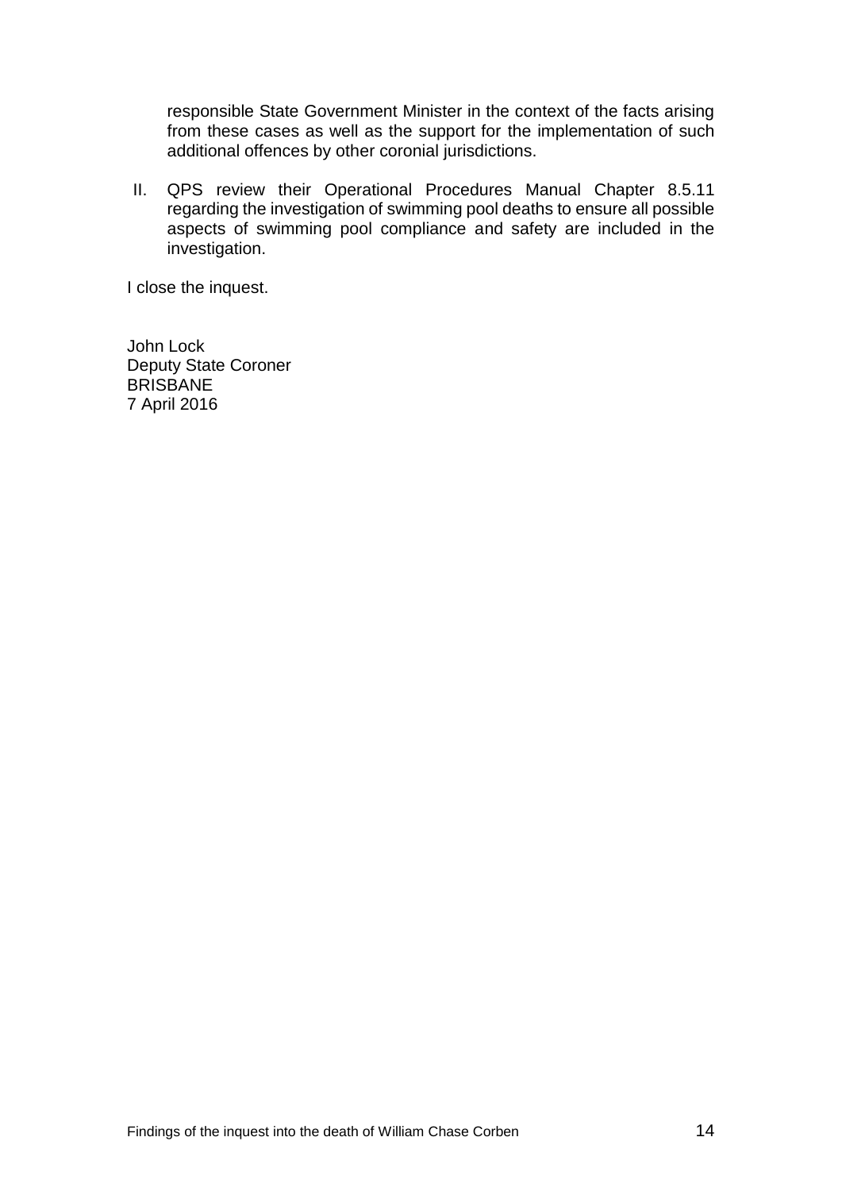responsible State Government Minister in the context of the facts arising from these cases as well as the support for the implementation of such additional offences by other coronial jurisdictions.

II. QPS review their Operational Procedures Manual Chapter 8.5.11 regarding the investigation of swimming pool deaths to ensure all possible aspects of swimming pool compliance and safety are included in the investigation.

I close the inquest.

John Lock
Deputy State Coroner
BRISBANE
7 April 2016